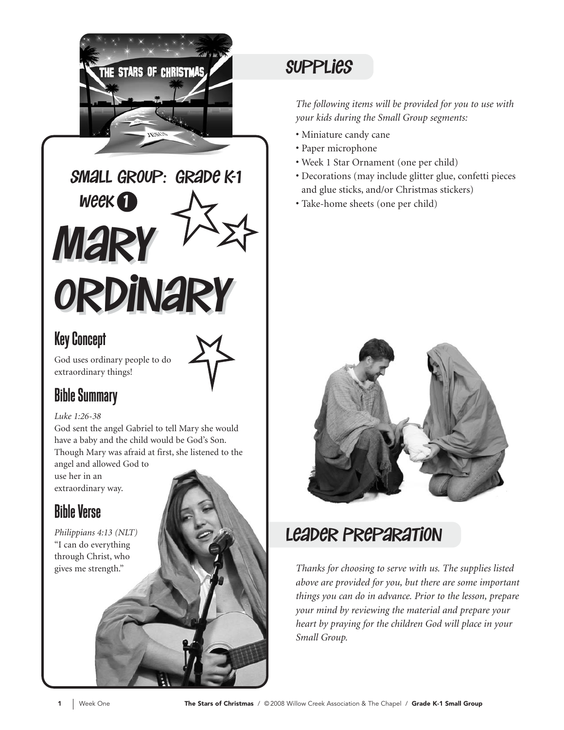# Small Group: Grade K-1

## Week 1

# Mary Ordinary

## Key Concept

God uses ordinary people to do extraordinary things!

## Bible Summary

*Luke 1:26-38*

God sent the angel Gabriel to tell Mary she would have a baby and the child would be God's Son. Though Mary was afraid at first, she listened to the angel and allowed God to use her in an extraordinary way.

## Bible Verse

*Philippians 4:13 (NLT)*

"I can do everything through Christ, who gives me strength."

## Supplies

*The following items will be provided for you to use with your kids during the Small Group segments:*

- Miniature candy cane
- Paper microphone
- Week 1 Star Ornament (one per child)
- Decorations (may include glitter glue, confetti pieces and glue sticks, and/or Christmas stickers)
- Take-home sheets (one per child)

## Leader Preparation

*Thanks for choosing to serve with us. The supplies listed above are provided for you, but there are some important things you can do in advance. Prior to the lesson, prepare your mind by reviewing the material and prepare your heart by praying for the children God will place in your Small Group.*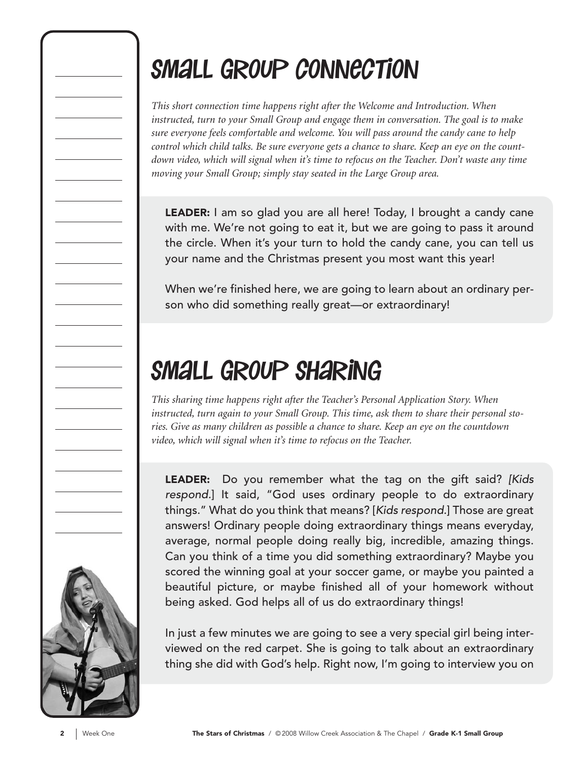# Small Group Connection

*This short connection time happens right after the Welcome and Introduction. When instructed, turn to your Small Group and engage them in conversation. The goal is to make sure everyone feels comfortable and welcome. You will pass around the candy cane to help control which child talks. Be sure everyone gets a chance to share. Keep an eye on the countdown video, which will signal when it's time to refocus on the Teacher. Don't waste any time moving your Small Group; simply stay seated in the Large Group area.*

**LEADER:** I am so glad you are all here! Today, I brought a candy cane with me. We're not going to eat it, but we are going to pass it around the circle. When it's your turn to hold the candy cane, you can tell us your name and the Christmas present you most want this year!

When we're finished here, we are going to learn about an ordinary person who did something really great—or extraordinary!

# Small Group Sharing

*This sharing time happens right after the Teacher's Personal Application Story. When instructed, turn again to your Small Group. This time, ask them to share their personal stories. Give as many children as possible a chance to share. Keep an eye on the countdown video, which will signal when it's time to refocus on the Teacher.*

**LEADER:** Do you remember what the tag on the gift said? [*Kids respond.*] It said, "God uses ordinary people to do extraordinary things." What do you think that means? [*Kids respond.*] Those are great answers! Ordinary people doing extraordinary things means everyday, average, normal people doing really big, incredible, amazing things. Can you think of a time you did something extraordinary? Maybe you scored the winning goal at your soccer game, or maybe you painted a beautiful picture, or maybe finished all of your homework without being asked. God helps all of us do extraordinary things!

In just a few minutes we are going to see a very special girl being interviewed on the red carpet. She is going to talk about an extraordinary thing she did with God's help. Right now, I'm going to interview you on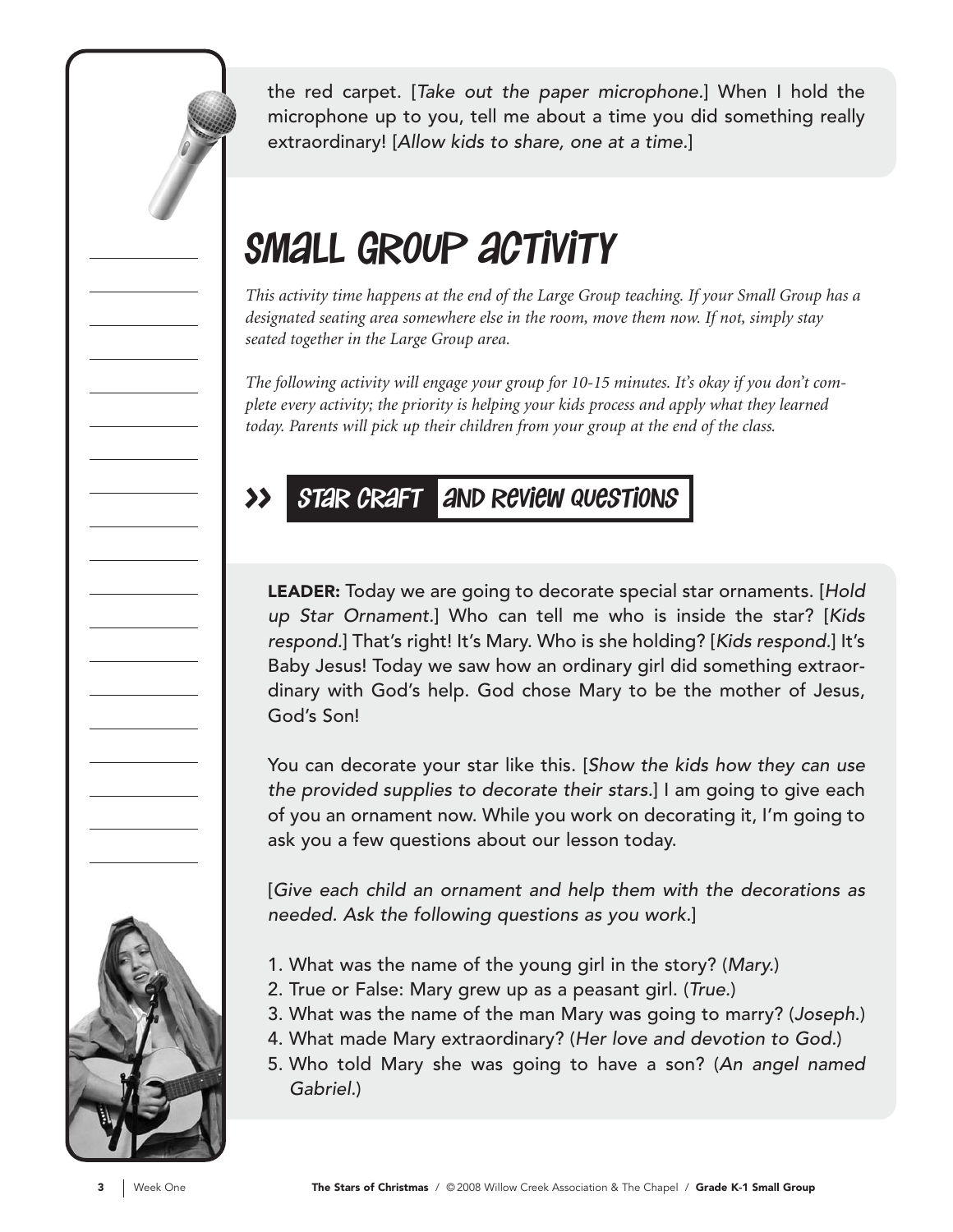the red carpet. [*Take out the paper microphone.*] When I hold the microphone up to you, tell me about a time you did something really extraordinary! [*Allow kids to share, one at a time.*]

# Small Group Activity

*This activity time happens at the end of the Large Group teaching. If your Small Group has a designated seating area somewhere else in the room, move them now. If not, simply stay seated together in the Large Group area.*

*The following activity will engage your group for 10-15 minutes. It's okay if you don't complete every activity; the priority is helping your kids process and apply what they learned today. Parents will pick up their children from your group at the end of the class.*

## » Star Craft and Review Questions

**LEADER:** Today we are going to decorate special star ornaments. [*Hold up Star Ornament.*] Who can tell me who is inside the star? [*Kids respond.*] That's right! It's Mary. Who is she holding? [*Kids respond.*] It's Baby Jesus! Today we saw how an ordinary girl did something extraordinary with God's help. God chose Mary to be the mother of Jesus, God's Son!

You can decorate your star like this. [*Show the kids how they can use the provided supplies to decorate their stars.*] I am going to give each of you an ornament now. While you work on decorating it, I'm going to ask you a few questions about our lesson today.

[*Give each child an ornament and help them with the decorations as needed. Ask the following questions as you work.*]

1. What was the name of the young girl in the story? (*Mary.*)
2. True or False: Mary grew up as a peasant girl. (*True.*)
3. What was the name of the man Mary was going to marry? (*Joseph.*)
4. What made Mary extraordinary? (*Her love and devotion to God.*)
5. Who told Mary she was going to have a son? (*An angel named Gabriel.*)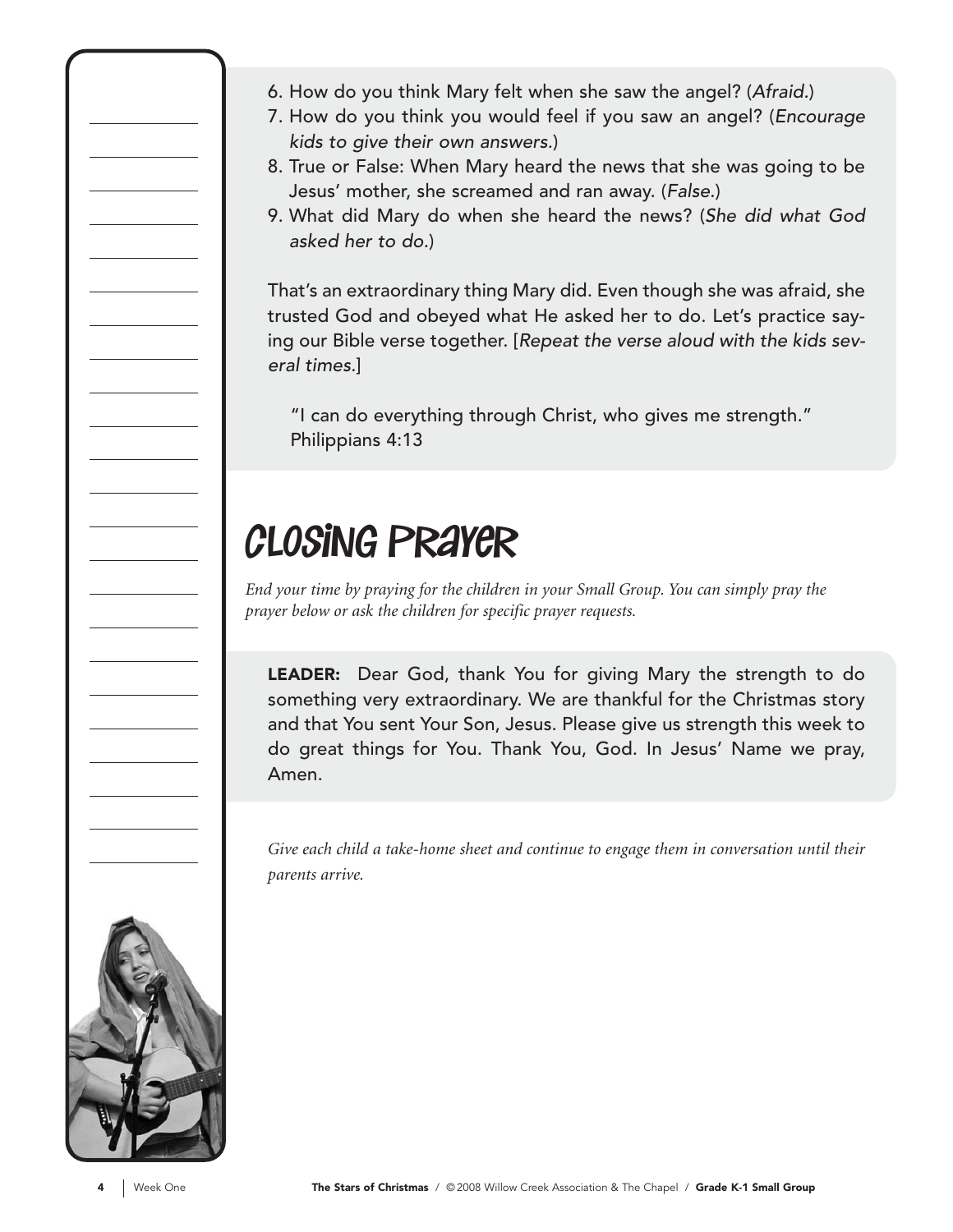6. How do you think Mary felt when she saw the angel? (*Afraid.*)
7. How do you think you would feel if you saw an angel? (*Encourage kids to give their own answers.*)
8. True or False: When Mary heard the news that she was going to be Jesus' mother, she screamed and ran away. (*False.*)
9. What did Mary do when she heard the news? (*She did what God asked her to do.*)

That's an extraordinary thing Mary did. Even though she was afraid, she trusted God and obeyed what He asked her to do. Let's practice saying our Bible verse together. [*Repeat the verse aloud with the kids several times.*]

> "I can do everything through Christ, who gives me strength."
> Philippians 4:13

## Closing Prayer

*End your time by praying for the children in your Small Group. You can simply pray the prayer below or ask the children for specific prayer requests.*

**LEADER:** Dear God, thank You for giving Mary the strength to do something very extraordinary. We are thankful for the Christmas story and that You sent Your Son, Jesus. Please give us strength this week to do great things for You. Thank You, God. In Jesus' Name we pray, Amen.

*Give each child a take-home sheet and continue to engage them in conversation until their parents arrive.*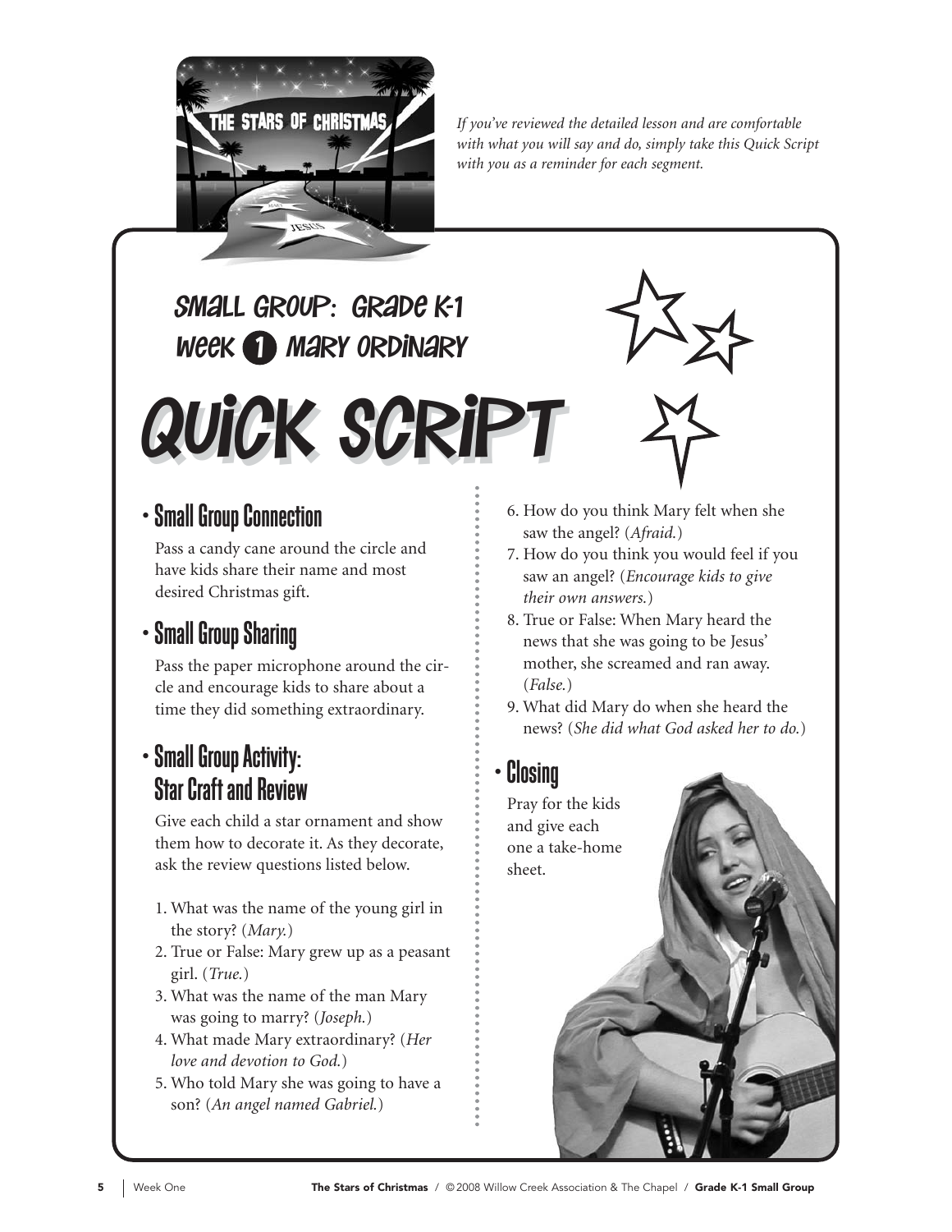*If you've reviewed the detailed lesson and are comfortable with what you will say and do, simply take this Quick Script with you as a reminder for each segment.*

## Small Group: Grade K-1
## Week 1 Mary Ordinary

# Quick Script

### • Small Group Connection

Pass a candy cane around the circle and have kids share their name and most desired Christmas gift.

### • Small Group Sharing

Pass the paper microphone around the circle and encourage kids to share about a time they did something extraordinary.

### • Small Group Activity: Star Craft and Review

Give each child a star ornament and show them how to decorate it. As they decorate, ask the review questions listed below.

1. What was the name of the young girl in the story? (*Mary.*)
2. True or False: Mary grew up as a peasant girl. (*True.*)
3. What was the name of the man Mary was going to marry? (*Joseph.*)
4. What made Mary extraordinary? (*Her love and devotion to God.*)
5. Who told Mary she was going to have a son? (*An angel named Gabriel.*)
6. How do you think Mary felt when she saw the angel? (*Afraid.*)
7. How do you think you would feel if you saw an angel? (*Encourage kids to give their own answers.*)
8. True or False: When Mary heard the news that she was going to be Jesus' mother, she screamed and ran away. (*False.*)
9. What did Mary do when she heard the news? (*She did what God asked her to do.*)

### • Closing

Pray for the kids and give each one a take-home sheet.